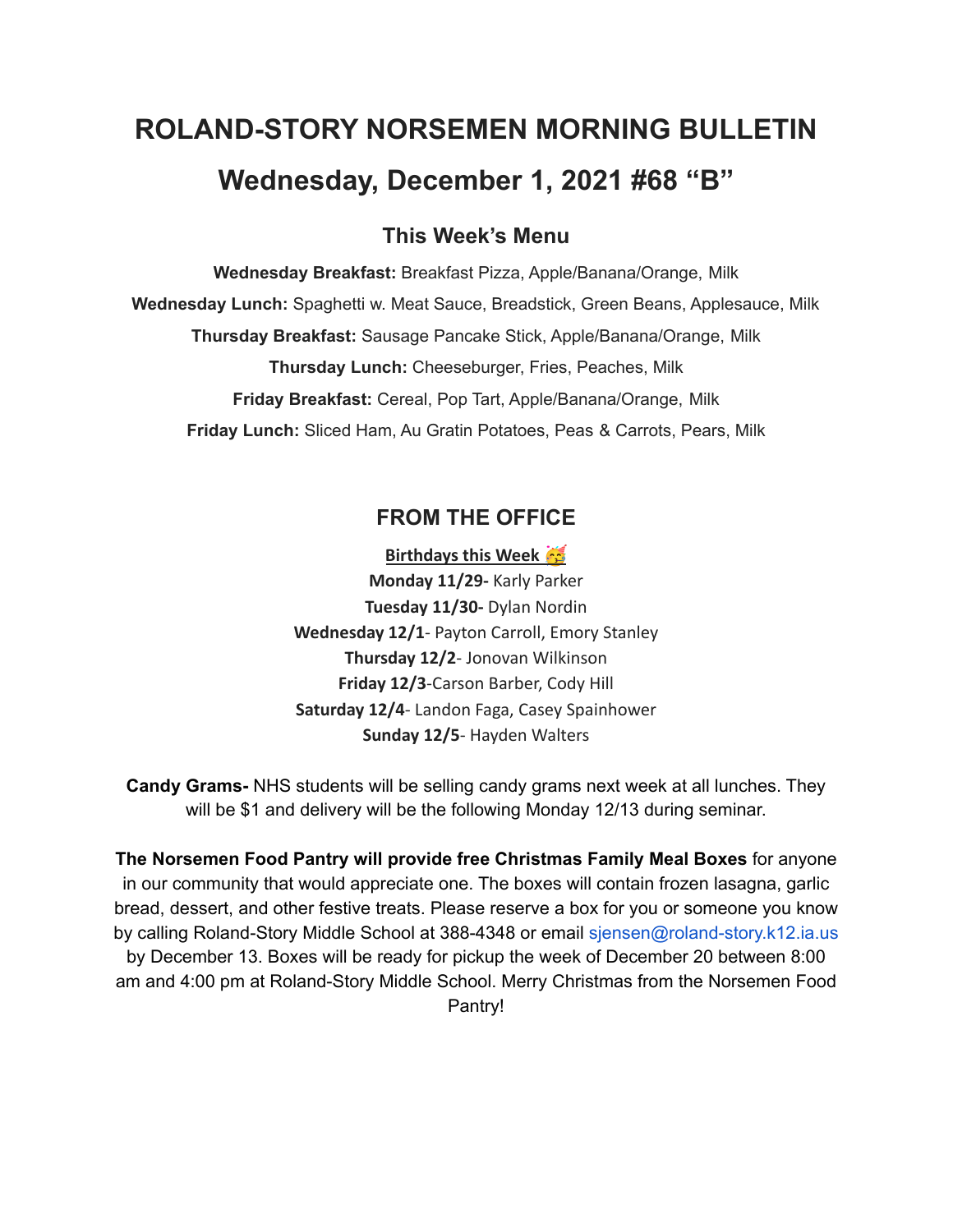# ROLAND-STORY NORSEMEN MORNING BULLETIN

# Wednesday, December 1, 2021 #68 "B"

## This Week's Menu

**Wednesday Breakfast:** Breakfast Pizza, Apple/Banana/Orange, Milk

**Wednesday Lunch:** Spaghetti w. Meat Sauce, Breadstick, Green Beans, Applesauce, Milk

**Thursday Breakfast:** Sausage Pancake Stick, Apple/Banana/Orange, Milk

**Thursday Lunch:** Cheeseburger, Fries, Peaches, Milk

**Friday Breakfast:** Cereal, Pop Tart, Apple/Banana/Orange, Milk

**Friday Lunch:** Sliced Ham, Au Gratin Potatoes, Peas & Carrots, Pears, Milk

## FROM THE OFFICE

**Birthdays this Week** 🥳

**Monday 11/29-** Karly Parker

**Tuesday 11/30-** Dylan Nordin

**Wednesday 12/1**- Payton Carroll, Emory Stanley

**Thursday 12/2**- Jonovan Wilkinson

**Friday 12/3**-Carson Barber, Cody Hill

**Saturday 12/4**- Landon Faga, Casey Spainhower

**Sunday 12/5**- Hayden Walters

**Candy Grams-** NHS students will be selling candy grams next week at all lunches. They will be $1 and delivery will be the following Monday 12/13 during seminar.

**The Norsemen Food Pantry will provide free Christmas Family Meal Boxes** for anyone in our community that would appreciate one. The boxes will contain frozen lasagna, garlic bread, dessert, and other festive treats. Please reserve a box for you or someone you know by calling Roland-Story Middle School at 388-4348 or email sjensen@roland-story.k12.ia.us by December 13. Boxes will be ready for pickup the week of December 20 between 8:00 am and 4:00 pm at Roland-Story Middle School. Merry Christmas from the Norsemen Food Pantry!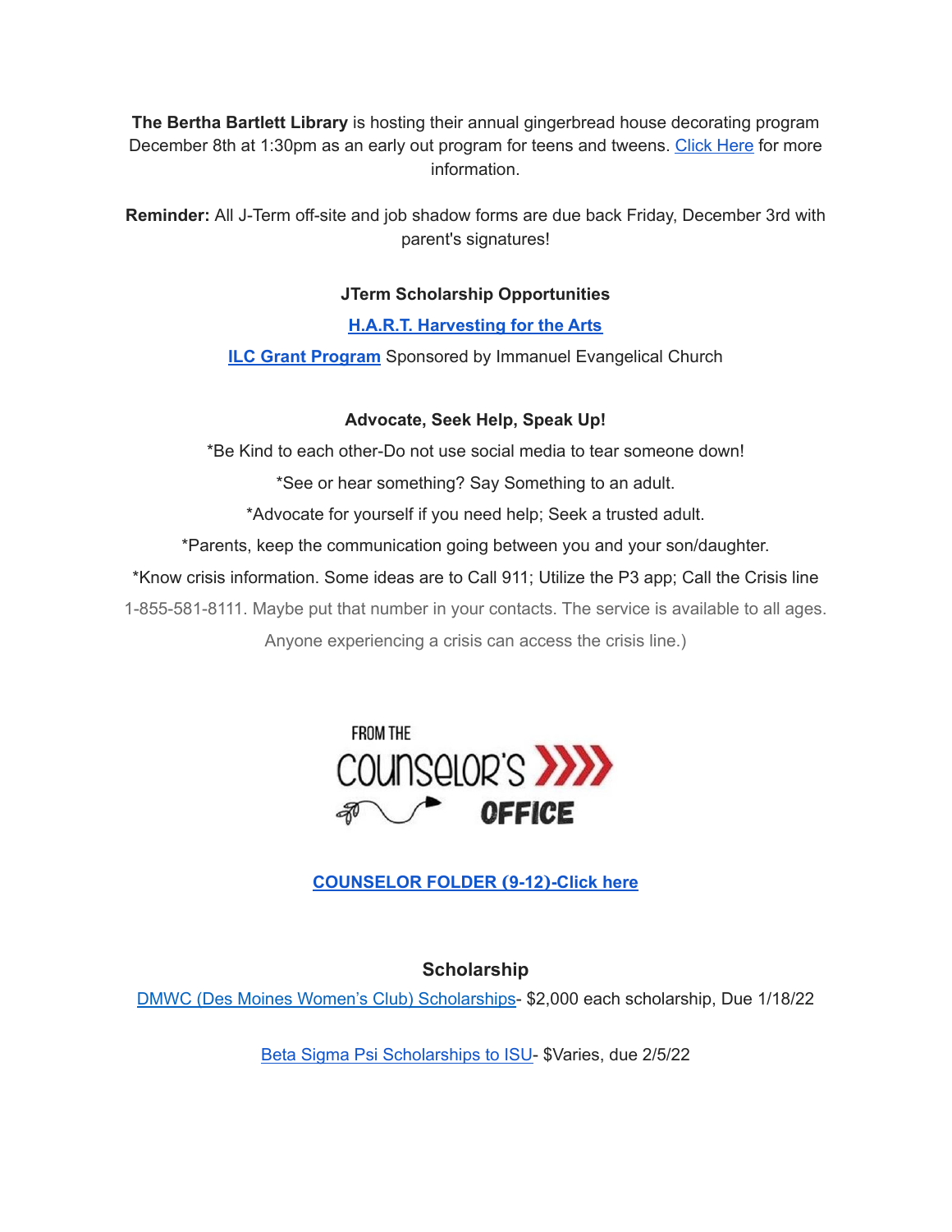**The Bertha Bartlett Library** is hosting their annual gingerbread house decorating program December 8th at 1:30pm as an early out program for teens and tweens. Click Here for more information.

**Reminder:** All J-Term off-site and job shadow forms are due back Friday, December 3rd with parent's signatures!

**JTerm Scholarship Opportunities**

**H.A.R.T. Harvesting for the Arts**

**ILC Grant Program** Sponsored by Immanuel Evangelical Church

**Advocate, Seek Help, Speak Up!**

*Be Kind to each other-Do not use social media to tear someone down!

*See or hear something? Say Something to an adult.

*Advocate for yourself if you need help; Seek a trusted adult.

*Parents, keep the communication going between you and your son/daughter.

*Know crisis information. Some ideas are to Call 911; Utilize the P3 app; Call the Crisis line 1-855-581-8111. Maybe put that number in your contacts. The service is available to all ages. Anyone experiencing a crisis can access the crisis line.)

FROM THE COUNSELOR'S OFFICE

**COUNSELOR FOLDER (9-12)-Click here**

## Scholarship

DMWC (Des Moines Women's Club) Scholarships- $2,000 each scholarship, Due 1/18/22

Beta Sigma Psi Scholarships to ISU- $Varies, due 2/5/22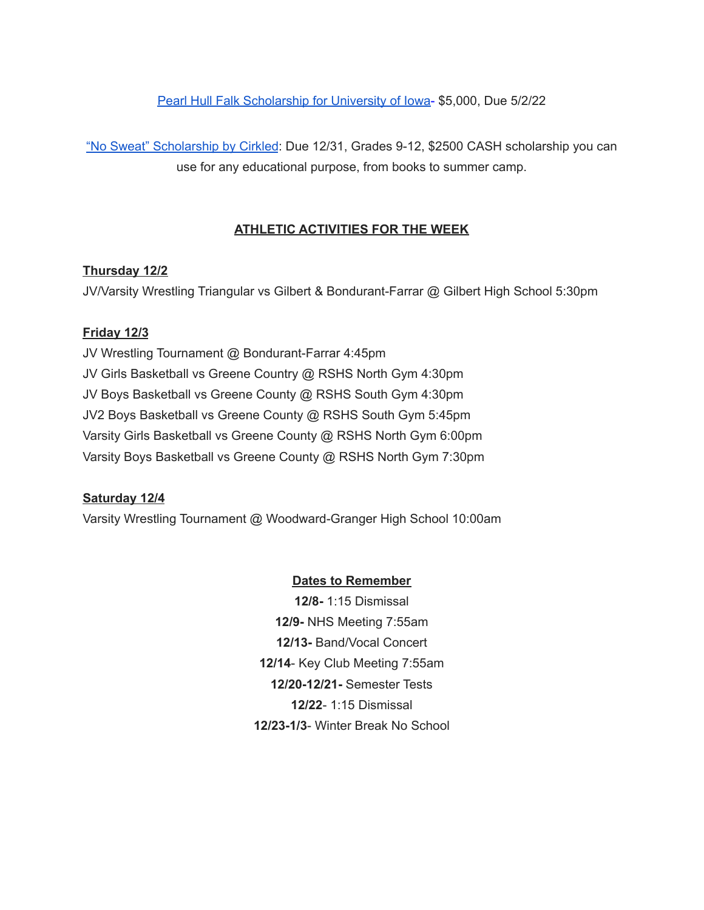[Pearl Hull Falk Scholarship for University of Iowa](#)- $5,000, Due 5/2/22

["No Sweat" Scholarship by Cirkled](#): Due 12/31, Grades 9-12, $2500 CASH scholarship you can use for any educational purpose, from books to summer camp.

## ATHLETIC ACTIVITIES FOR THE WEEK

**Thursday 12/2**

JV/Varsity Wrestling Triangular vs Gilbert & Bondurant-Farrar @ Gilbert High School 5:30pm

**Friday 12/3**

JV Wrestling Tournament @ Bondurant-Farrar 4:45pm
JV Girls Basketball vs Greene Country @ RSHS North Gym 4:30pm
JV Boys Basketball vs Greene County @ RSHS South Gym 4:30pm
JV2 Boys Basketball vs Greene County @ RSHS South Gym 5:45pm
Varsity Girls Basketball vs Greene County @ RSHS North Gym 6:00pm
Varsity Boys Basketball vs Greene County @ RSHS North Gym 7:30pm

**Saturday 12/4**

Varsity Wrestling Tournament @ Woodward-Granger High School 10:00am

## Dates to Remember

**12/8-** 1:15 Dismissal
**12/9-** NHS Meeting 7:55am
**12/13-** Band/Vocal Concert
**12/14**- Key Club Meeting 7:55am
**12/20-12/21-** Semester Tests
**12/22**- 1:15 Dismissal
**12/23-1/3**- Winter Break No School